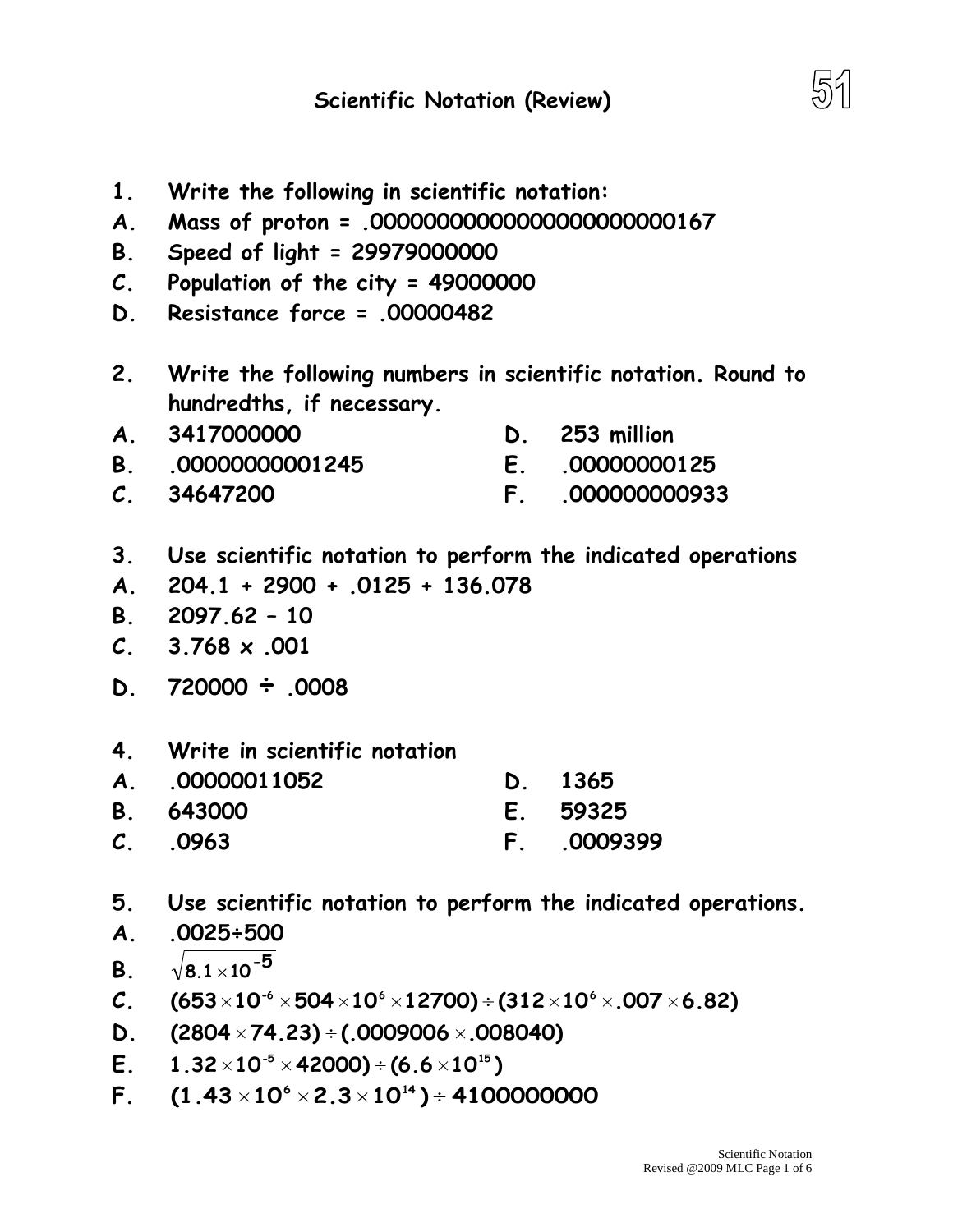# Scientific Notation (Review)

51

1. Write the following in scientific notation:

A. Mass of proton = .00000000000000000000000167

B. Speed of light = 29979000000

C. Population of the city = 49000000

D. Resistance force = .00000482

2. Write the following numbers in scientific notation. Round to hundredths, if necessary.

A. 3417000000

B. .00000000001245

C. 34647200

D. 253 million

E. .00000000125

F. .000000000933

3. Use scientific notation to perform the indicated operations

A. 204.1 + 2900 + .0125 + 136.078

B. 2097.62 – 10

C. 3.768 x .001

D. 720000 ÷ .0008

4. Write in scientific notation

A. .00000011052

B. 643000

C. .0963

D. 1365

E. 59325

F. .0009399

5. Use scientific notation to perform the indicated operations.

A. $.0025 \div 500$

B. $\sqrt{8.1 \times 10^{-5}}$

C. $(653 \times 10^{-6} \times 504 \times 10^{6} \times 12700) \div (312 \times 10^{6} \times .007 \times 6.82)$

D. $(2804 \times 74.23) \div (.0009006 \times .008040)$

E. $1.32 \times 10^{-5} \times 42000) \div (6.6 \times 10^{15})$

F. $(1.43 \times 10^{6} \times 2.3 \times 10^{14}) \div 4100000000$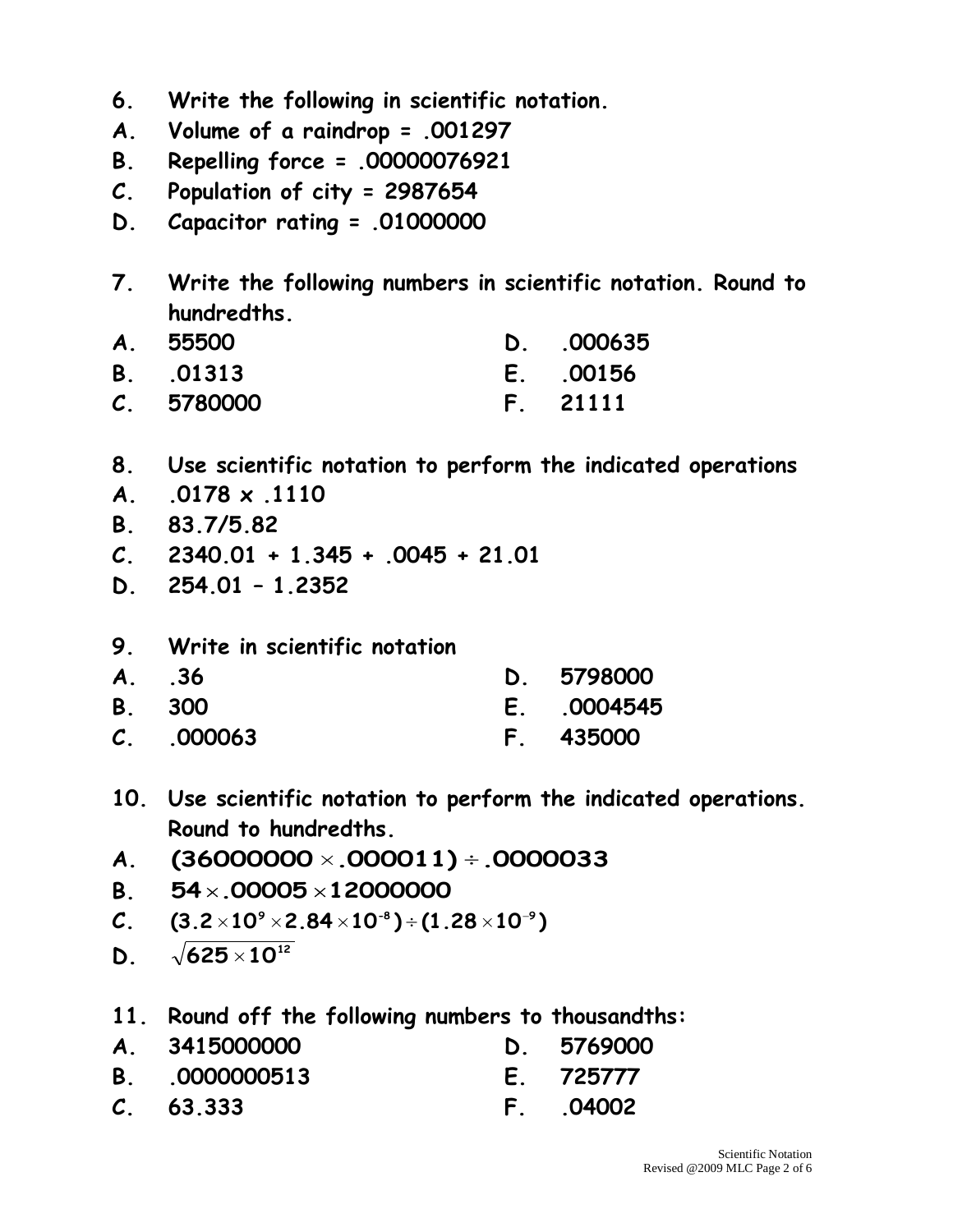6. Write the following in scientific notation.

A. Volume of a raindrop = .001297

B. Repelling force = .00000076921

C. Population of city = 2987654

D. Capacitor rating = .01000000

7. Write the following numbers in scientific notation. Round to hundredths.

A. 55500

B. .01313

C. 5780000

D. .000635

E. .00156

F. 21111

8. Use scientific notation to perform the indicated operations

A. .0178 x .1110

B. 83.7/5.82

C. 2340.01 + 1.345 + .0045 + 21.01

D. 254.01 – 1.2352

9. Write in scientific notation

A. .36

B. 300

C. .000063

D. 5798000

E. .0004545

F. 435000

10. Use scientific notation to perform the indicated operations. Round to hundredths.

A. $(36000000 \times .000011) \div .0000033$

B. $54 \times .00005 \times 12000000$

C. $(3.2 \times 10^{9} \times 2.84 \times 10^{-8}) \div (1.28 \times 10^{-9})$

D. $\sqrt{625 \times 10^{12}}$

11. Round off the following numbers to thousandths:

A. 3415000000

B. .0000000513

C. 63.333

D. 5769000

E. 725777

F. .04002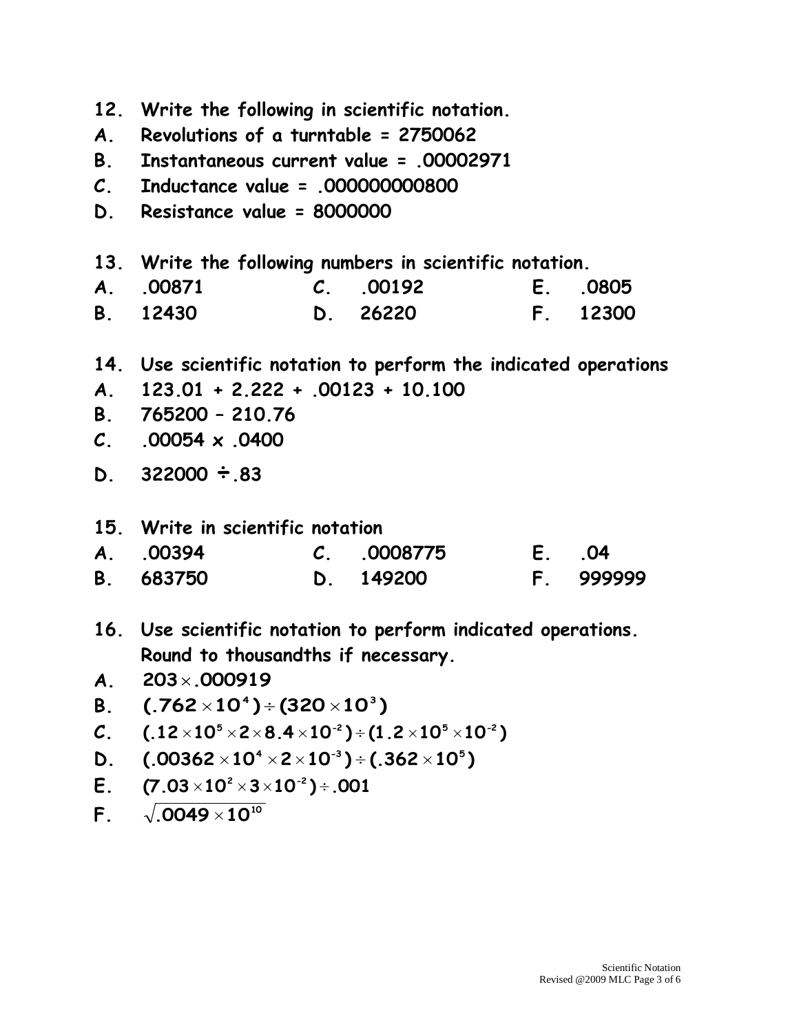12. Write the following in scientific notation.

A. Revolutions of a turntable = 2750062

B. Instantaneous current value = .00002971

C. Inductance value = .000000000800

D. Resistance value = 8000000

13. Write the following numbers in scientific notation.

| | | | | | |
|---|---|---|---|---|---|
| A. | .00871 | C. | .00192 | E. | .0805 |
| B. | 12430 | D. | 26220 | F. | 12300 |

14. Use scientific notation to perform the indicated operations

A. 123.01 + 2.222 + .00123 + 10.100

B. 765200 – 210.76

C. .00054 x .0400

D. 322000 $\div$ .83

15. Write in scientific notation

| | | | | | |
|---|---|---|---|---|---|
| A. | .00394 | C. | .0008775 | E. | .04 |
| B. | 683750 | D. | 149200 | F. | 999999 |

16. Use scientific notation to perform indicated operations. Round to thousandths if necessary.

A. $203 \times .000919$

B. $(.762 \times 10^4) \div (320 \times 10^3)$

C. $(.12 \times 10^5 \times 2 \times 8.4 \times 10^{-2}) \div (1.2 \times 10^5 \times 10^{-2})$

D. $(.00362 \times 10^4 \times 2 \times 10^{-3}) \div (.362 \times 10^5)$

E. $(7.03 \times 10^2 \times 3 \times 10^{-2}) \div .001$

F. $\sqrt{.0049 \times 10^{10}}$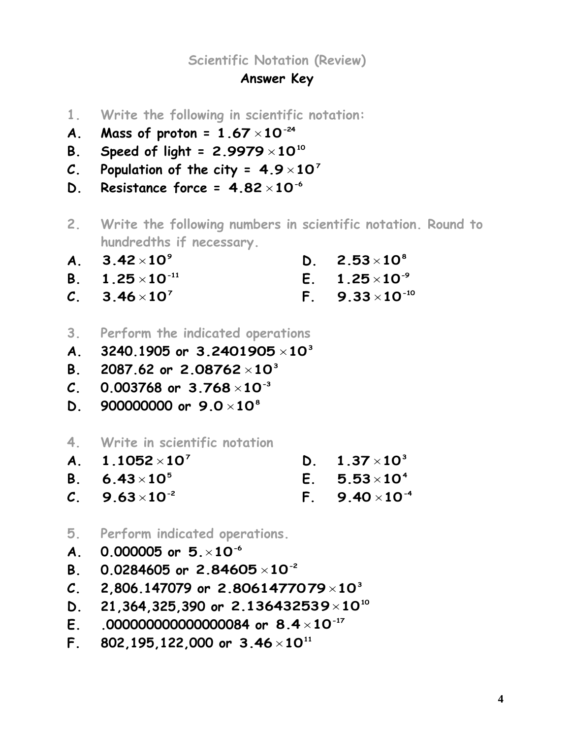## Scientific Notation (Review)

## Answer Key

1. Write the following in scientific notation:

**A. Mass of proton = $1.67 \times 10^{-24}$**

**B. Speed of light = $2.9979 \times 10^{10}$**

**C. Population of the city = $4.9 \times 10^{7}$**

**D. Resistance force = $4.82 \times 10^{-6}$**

2. Write the following numbers in scientific notation. Round to hundredths if necessary.

**A. $3.42 \times 10^{9}$**

**B. $1.25 \times 10^{-11}$**

**C. $3.46 \times 10^{7}$**

**D. $2.53 \times 10^{8}$**

**E. $1.25 \times 10^{-9}$**

**F. $9.33 \times 10^{-10}$**

3. Perform the indicated operations

**A. 3240.1905 or $3.2401905 \times 10^{3}$**

**B. 2087.62 or $2.08762 \times 10^{3}$**

**C. 0.003768 or $3.768 \times 10^{-3}$**

**D. 900000000 or $9.0 \times 10^{8}$**

4. Write in scientific notation

**A. $1.1052 \times 10^{7}$**

**B. $6.43 \times 10^{5}$**

**C. $9.63 \times 10^{-2}$**

**D. $1.37 \times 10^{3}$**

**E. $5.53 \times 10^{4}$**

**F. $9.40 \times 10^{-4}$**

5. Perform indicated operations.

**A. 0.000005 or $5. \times 10^{-6}$**

**B. 0.0284605 or $2.84605 \times 10^{-2}$**

**C. 2,806.147079 or $2.8061477079 \times 10^{3}$**

**D. 21,364,325,390 or $2.136432539 \times 10^{10}$**

**E. .000000000000000084 or $8.4 \times 10^{-17}$**

**F. 802,195,122,000 or $3.46 \times 10^{11}$**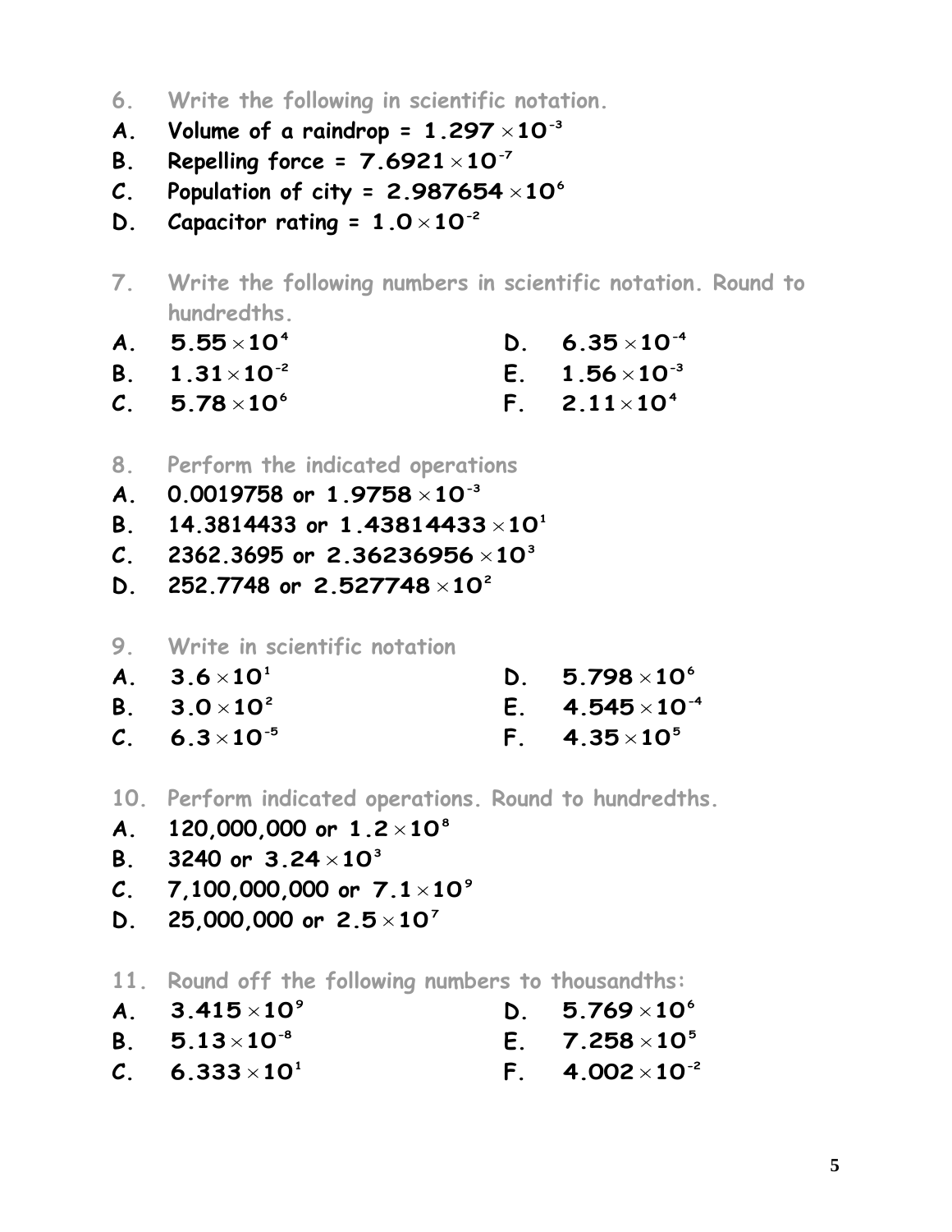6. Write the following in scientific notation.

A. Volume of a raindrop = $1.297 \times 10^{-3}$

B. Repelling force = $7.6921 \times 10^{-7}$

C. Population of city = $2.987654 \times 10^{6}$

D. Capacitor rating = $1.0 \times 10^{-2}$

7. Write the following numbers in scientific notation. Round to hundredths.

A. $5.55 \times 10^{4}$

B. $1.31 \times 10^{-2}$

C. $5.78 \times 10^{6}$

D. $6.35 \times 10^{-4}$

E. $1.56 \times 10^{-3}$

F. $2.11 \times 10^{4}$

8. Perform the indicated operations

A. 0.0019758 or $1.9758 \times 10^{-3}$

B. 14.3814433 or $1.43814433 \times 10^{1}$

C. 2362.3695 or $2.36236956 \times 10^{3}$

D. 252.7748 or $2.527748 \times 10^{2}$

9. Write in scientific notation

A. $3.6 \times 10^{1}$

B. $3.0 \times 10^{2}$

C. $6.3 \times 10^{-5}$

D. $5.798 \times 10^{6}$

E. $4.545 \times 10^{-4}$

F. $4.35 \times 10^{5}$

10. Perform indicated operations. Round to hundredths.

A. 120,000,000 or $1.2 \times 10^{8}$

B. 3240 or $3.24 \times 10^{3}$

C. 7,100,000,000 or $7.1 \times 10^{9}$

D. 25,000,000 or $2.5 \times 10^{7}$

11. Round off the following numbers to thousandths:

A. $3.415 \times 10^{9}$

B. $5.13 \times 10^{-8}$

C. $6.333 \times 10^{1}$

D. $5.769 \times 10^{6}$

E. $7.258 \times 10^{5}$

F. $4.002 \times 10^{-2}$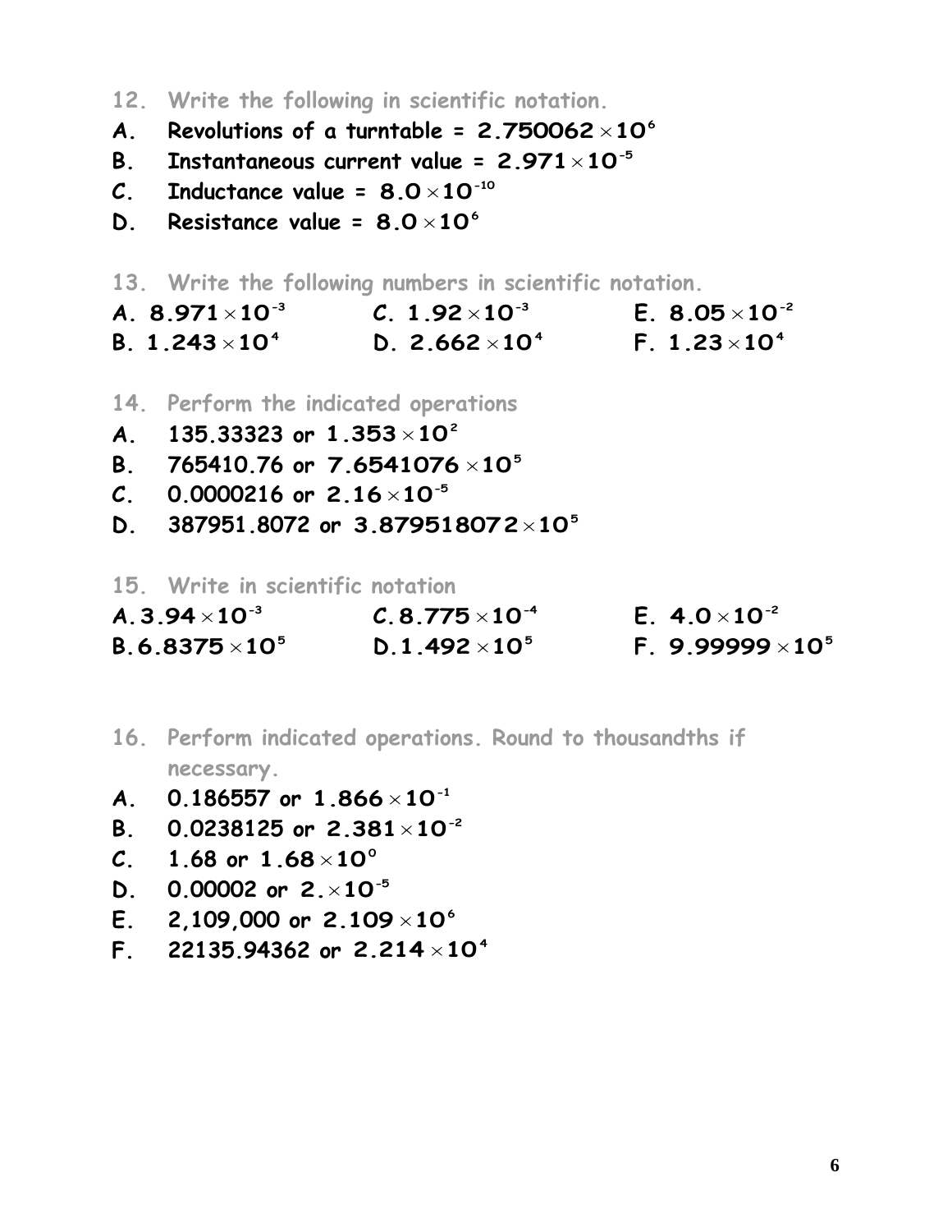12. Write the following in scientific notation.

**A. Revolutions of a turntable = $2.750062 \times 10^{6}$**

**B. Instantaneous current value = $2.971 \times 10^{-5}$**

**C. Inductance value = $8.0 \times 10^{-10}$**

**D. Resistance value = $8.0 \times 10^{6}$**

13. Write the following numbers in scientific notation.

**A. $8.971 \times 10^{-3}$**

**B. $1.243 \times 10^{4}$**

**C. $1.92 \times 10^{-3}$**

**D. $2.662 \times 10^{4}$**

**E. $8.05 \times 10^{-2}$**

**F. $1.23 \times 10^{4}$**

14. Perform the indicated operations

**A. 135.33323 or $1.353 \times 10^{2}$**

**B. 765410.76 or $7.6541076 \times 10^{5}$**

**C. 0.0000216 or $2.16 \times 10^{-5}$**

**D. 387951.8072 or $3.879518072 \times 10^{5}$**

15. Write in scientific notation

**A. $3.94 \times 10^{-3}$**

**B. $6.8375 \times 10^{5}$**

**C. $8.775 \times 10^{-4}$**

**D. $1.492 \times 10^{5}$**

**E. $4.0 \times 10^{-2}$**

**F. $9.99999 \times 10^{5}$**

16. Perform indicated operations. Round to thousandths if necessary.

**A. 0.186557 or $1.866 \times 10^{-1}$**

**B. 0.0238125 or $2.381 \times 10^{-2}$**

**C. 1.68 or $1.68 \times 10^{0}$**

**D. 0.00002 or $2. \times 10^{-5}$**

**E. 2,109,000 or $2.109 \times 10^{6}$**

**F. 22135.94362 or $2.214 \times 10^{4}$**